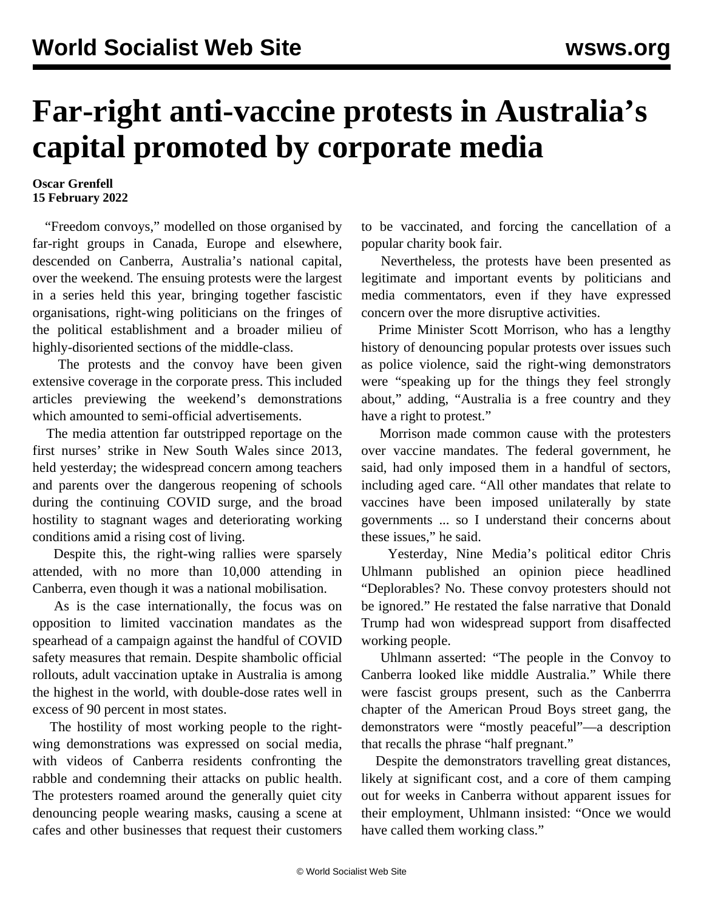# Far-right anti-vaccine protests in Australia's capital promoted by corporate media

**Oscar Grenfell**
**15 February 2022**

"Freedom convoys," modelled on those organised by far-right groups in Canada, Europe and elsewhere, descended on Canberra, Australia's national capital, over the weekend. The ensuing protests were the largest in a series held this year, bringing together fascistic organisations, right-wing politicians on the fringes of the political establishment and a broader milieu of highly-disoriented sections of the middle-class.

The protests and the convoy have been given extensive coverage in the corporate press. This included articles previewing the weekend's demonstrations which amounted to semi-official advertisements.

The media attention far outstripped reportage on the first nurses' strike in New South Wales since 2013, held yesterday; the widespread concern among teachers and parents over the dangerous reopening of schools during the continuing COVID surge, and the broad hostility to stagnant wages and deteriorating working conditions amid a rising cost of living.

Despite this, the right-wing rallies were sparsely attended, with no more than 10,000 attending in Canberra, even though it was a national mobilisation.

As is the case internationally, the focus was on opposition to limited vaccination mandates as the spearhead of a campaign against the handful of COVID safety measures that remain. Despite shambolic official rollouts, adult vaccination uptake in Australia is among the highest in the world, with double-dose rates well in excess of 90 percent in most states.

The hostility of most working people to the right-wing demonstrations was expressed on social media, with videos of Canberra residents confronting the rabble and condemning their attacks on public health. The protesters roamed around the generally quiet city denouncing people wearing masks, causing a scene at cafes and other businesses that request their customers to be vaccinated, and forcing the cancellation of a popular charity book fair.

Nevertheless, the protests have been presented as legitimate and important events by politicians and media commentators, even if they have expressed concern over the more disruptive activities.

Prime Minister Scott Morrison, who has a lengthy history of denouncing popular protests over issues such as police violence, said the right-wing demonstrators were "speaking up for the things they feel strongly about," adding, "Australia is a free country and they have a right to protest."

Morrison made common cause with the protesters over vaccine mandates. The federal government, he said, had only imposed them in a handful of sectors, including aged care. "All other mandates that relate to vaccines have been imposed unilaterally by state governments ... so I understand their concerns about these issues," he said.

Yesterday, Nine Media's political editor Chris Uhlmann published an opinion piece headlined "Deplorables? No. These convoy protesters should not be ignored." He restated the false narrative that Donald Trump had won widespread support from disaffected working people.

Uhlmann asserted: "The people in the Convoy to Canberra looked like middle Australia." While there were fascist groups present, such as the Canberrra chapter of the American Proud Boys street gang, the demonstrators were "mostly peaceful"—a description that recalls the phrase "half pregnant."

Despite the demonstrators travelling great distances, likely at significant cost, and a core of them camping out for weeks in Canberra without apparent issues for their employment, Uhlmann insisted: "Once we would have called them working class."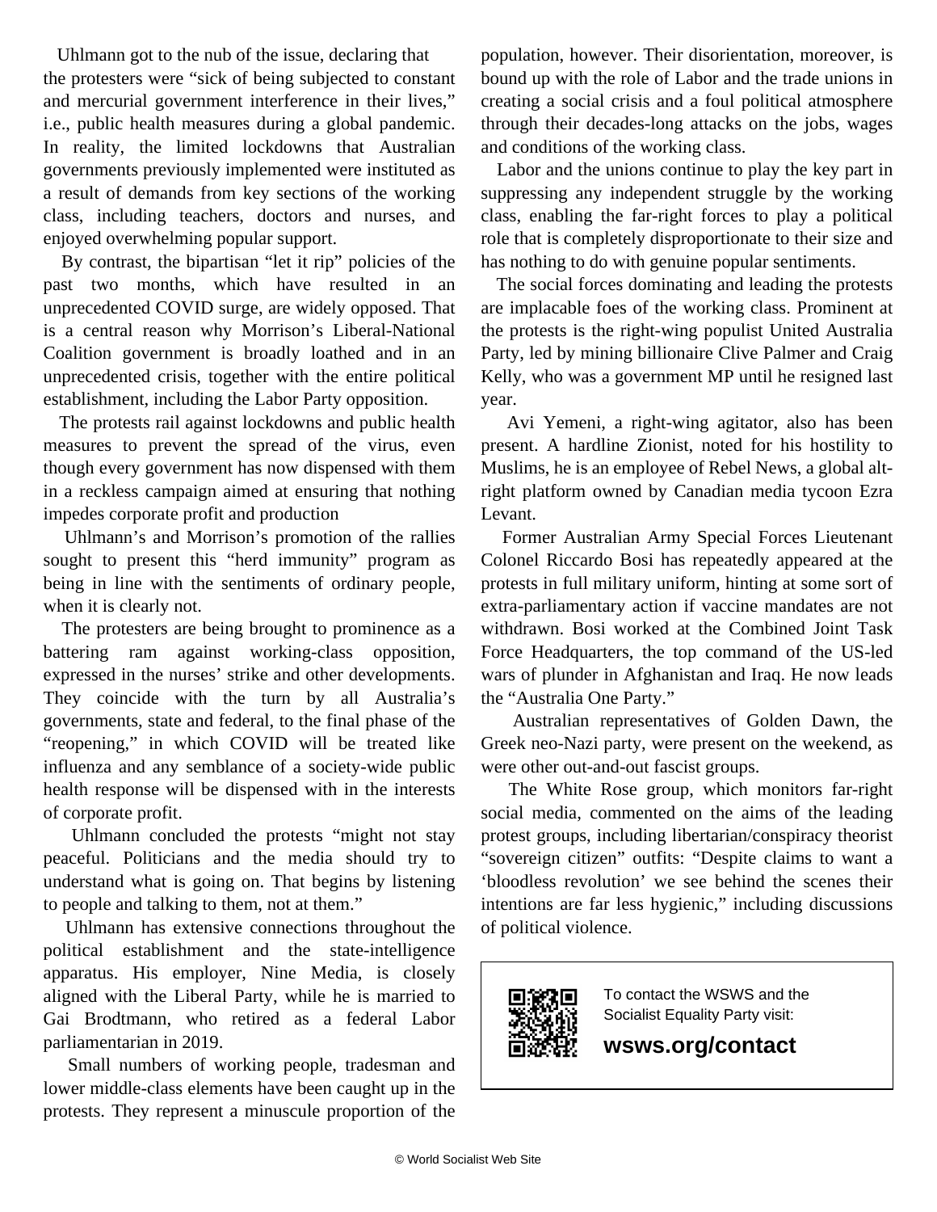Uhlmann got to the nub of the issue, declaring that the protesters were "sick of being subjected to constant and mercurial government interference in their lives," i.e., public health measures during a global pandemic. In reality, the limited lockdowns that Australian governments previously implemented were instituted as a result of demands from key sections of the working class, including teachers, doctors and nurses, and enjoyed overwhelming popular support.

By contrast, the bipartisan "let it rip" policies of the past two months, which have resulted in an unprecedented COVID surge, are widely opposed. That is a central reason why Morrison's Liberal-National Coalition government is broadly loathed and in an unprecedented crisis, together with the entire political establishment, including the Labor Party opposition.

The protests rail against lockdowns and public health measures to prevent the spread of the virus, even though every government has now dispensed with them in a reckless campaign aimed at ensuring that nothing impedes corporate profit and production

Uhlmann's and Morrison's promotion of the rallies sought to present this "herd immunity" program as being in line with the sentiments of ordinary people, when it is clearly not.

The protesters are being brought to prominence as a battering ram against working-class opposition, expressed in the nurses' strike and other developments. They coincide with the turn by all Australia's governments, state and federal, to the final phase of the "reopening," in which COVID will be treated like influenza and any semblance of a society-wide public health response will be dispensed with in the interests of corporate profit.

Uhlmann concluded the protests "might not stay peaceful. Politicians and the media should try to understand what is going on. That begins by listening to people and talking to them, not at them."

Uhlmann has extensive connections throughout the political establishment and the state-intelligence apparatus. His employer, Nine Media, is closely aligned with the Liberal Party, while he is married to Gai Brodtmann, who retired as a federal Labor parliamentarian in 2019.

Small numbers of working people, tradesman and lower middle-class elements have been caught up in the protests. They represent a minuscule proportion of the population, however. Their disorientation, moreover, is bound up with the role of Labor and the trade unions in creating a social crisis and a foul political atmosphere through their decades-long attacks on the jobs, wages and conditions of the working class.

Labor and the unions continue to play the key part in suppressing any independent struggle by the working class, enabling the far-right forces to play a political role that is completely disproportionate to their size and has nothing to do with genuine popular sentiments.

The social forces dominating and leading the protests are implacable foes of the working class. Prominent at the protests is the right-wing populist United Australia Party, led by mining billionaire Clive Palmer and Craig Kelly, who was a government MP until he resigned last year.

Avi Yemeni, a right-wing agitator, also has been present. A hardline Zionist, noted for his hostility to Muslims, he is an employee of Rebel News, a global alt-right platform owned by Canadian media tycoon Ezra Levant.

Former Australian Army Special Forces Lieutenant Colonel Riccardo Bosi has repeatedly appeared at the protests in full military uniform, hinting at some sort of extra-parliamentary action if vaccine mandates are not withdrawn. Bosi worked at the Combined Joint Task Force Headquarters, the top command of the US-led wars of plunder in Afghanistan and Iraq. He now leads the "Australia One Party."

Australian representatives of Golden Dawn, the Greek neo-Nazi party, were present on the weekend, as were other out-and-out fascist groups.

The White Rose group, which monitors far-right social media, commented on the aims of the leading protest groups, including libertarian/conspiracy theorist "sovereign citizen" outfits: "Despite claims to want a 'bloodless revolution' we see behind the scenes their intentions are far less hygienic," including discussions of political violence.

To contact the WSWS and the Socialist Equality Party visit:

**wsws.org/contact**